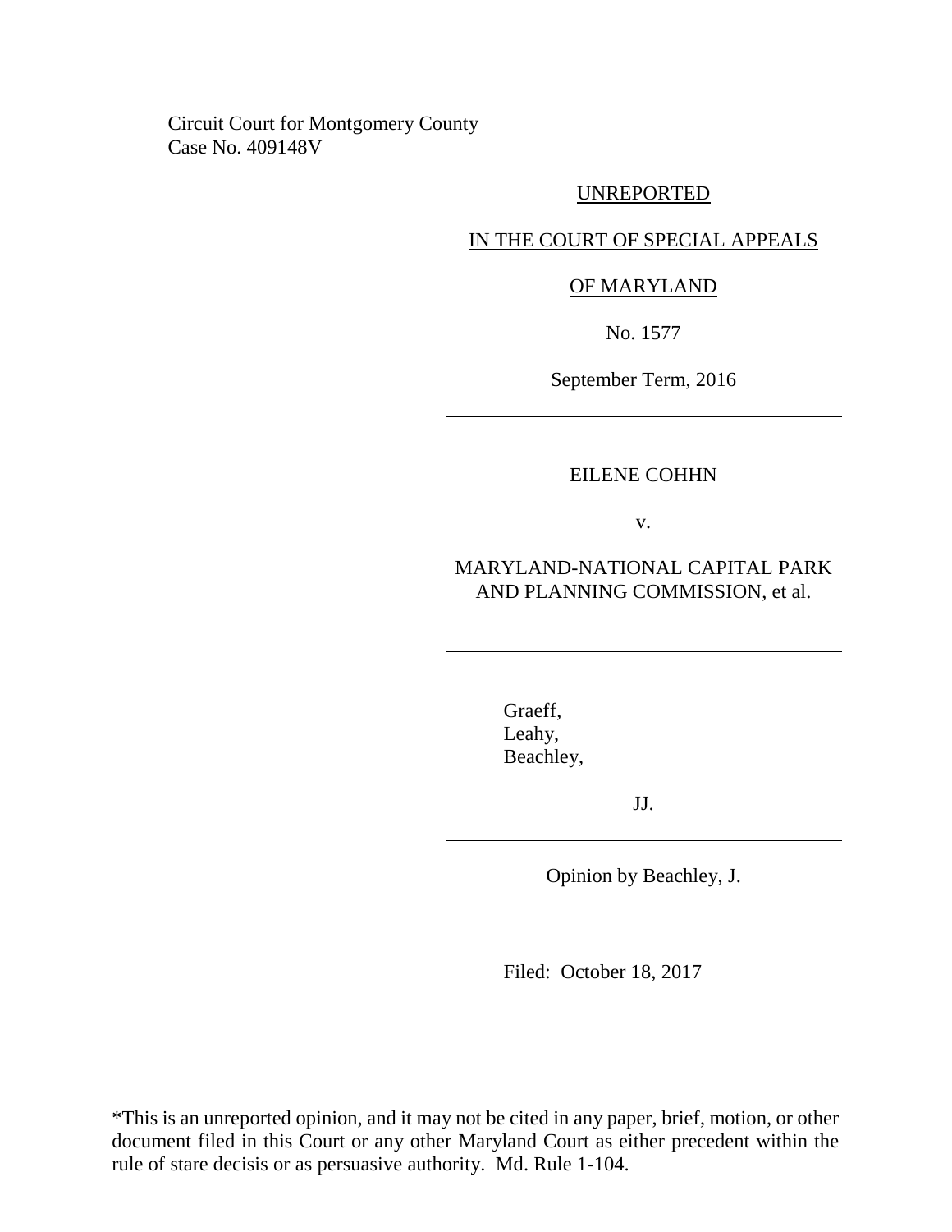Circuit Court for Montgomery County
Case No. 409148V

UNREPORTED

IN THE COURT OF SPECIAL APPEALS

OF MARYLAND

No. 1577

September Term, 2016

---

EILENE COHHN

v.

MARYLAND-NATIONAL CAPITAL PARK AND PLANNING COMMISSION, et al.

---

Graeff,
Leahy,
Beachley,

JJ.

---

Opinion by Beachley, J.

---

Filed: October 18, 2017

*This is an unreported opinion, and it may not be cited in any paper, brief, motion, or other document filed in this Court or any other Maryland Court as either precedent within the rule of stare decisis or as persuasive authority. Md. Rule 1-104.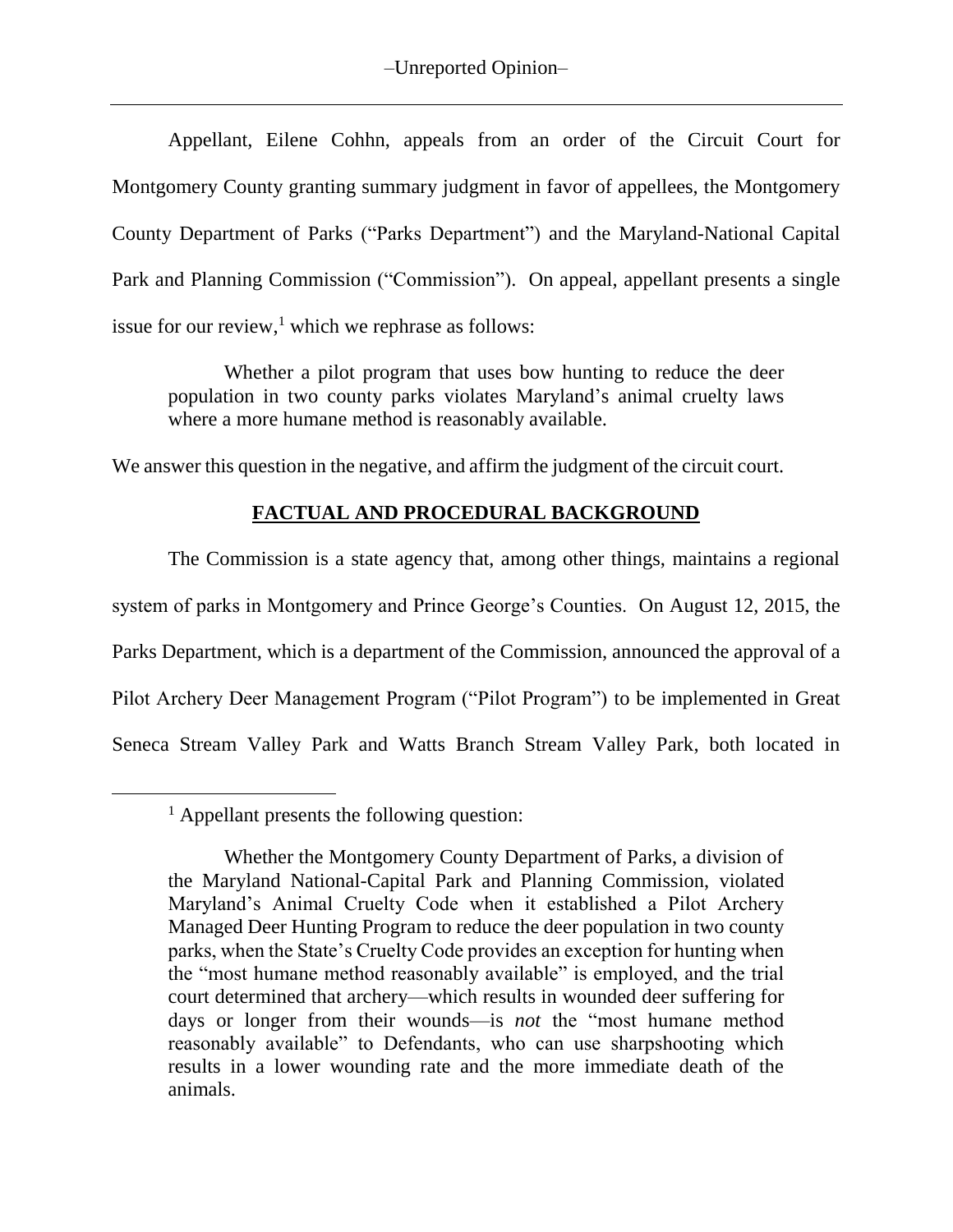Appellant, Eilene Cohhn, appeals from an order of the Circuit Court for Montgomery County granting summary judgment in favor of appellees, the Montgomery County Department of Parks ("Parks Department") and the Maryland-National Capital Park and Planning Commission ("Commission"). On appeal, appellant presents a single issue for our review,[1] which we rephrase as follows:

> Whether a pilot program that uses bow hunting to reduce the deer population in two county parks violates Maryland's animal cruelty laws where a more humane method is reasonably available.

We answer this question in the negative, and affirm the judgment of the circuit court.

## FACTUAL AND PROCEDURAL BACKGROUND

The Commission is a state agency that, among other things, maintains a regional system of parks in Montgomery and Prince George's Counties. On August 12, 2015, the Parks Department, which is a department of the Commission, announced the approval of a Pilot Archery Deer Management Program ("Pilot Program") to be implemented in Great Seneca Stream Valley Park and Watts Branch Stream Valley Park, both located in

---

[1] Appellant presents the following question:

> Whether the Montgomery County Department of Parks, a division of the Maryland National-Capital Park and Planning Commission, violated Maryland's Animal Cruelty Code when it established a Pilot Archery Managed Deer Hunting Program to reduce the deer population in two county parks, when the State's Cruelty Code provides an exception for hunting when the "most humane method reasonably available" is employed, and the trial court determined that archery—which results in wounded deer suffering for days or longer from their wounds—is *not* the "most humane method reasonably available" to Defendants, who can use sharpshooting which results in a lower wounding rate and the more immediate death of the animals.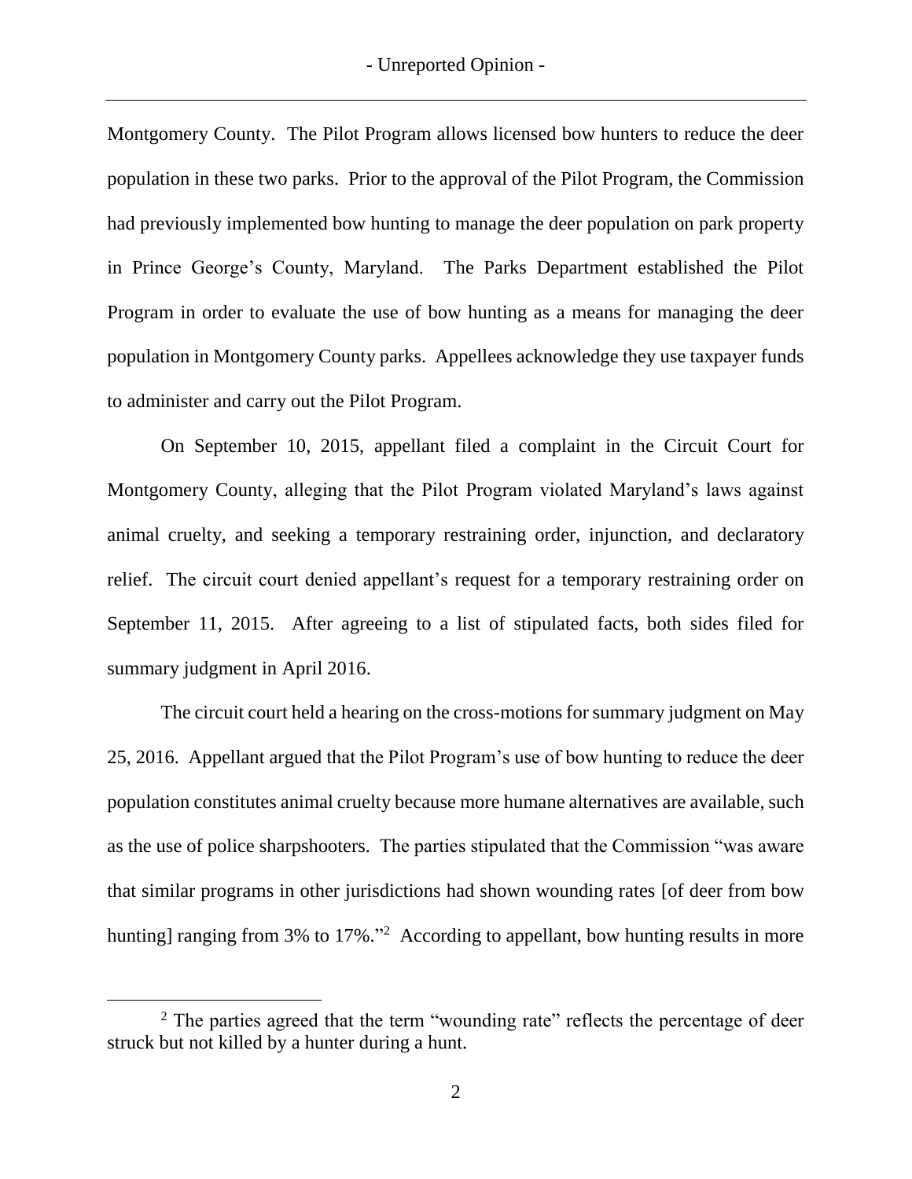Montgomery County. The Pilot Program allows licensed bow hunters to reduce the deer population in these two parks. Prior to the approval of the Pilot Program, the Commission had previously implemented bow hunting to manage the deer population on park property in Prince George's County, Maryland. The Parks Department established the Pilot Program in order to evaluate the use of bow hunting as a means for managing the deer population in Montgomery County parks. Appellees acknowledge they use taxpayer funds to administer and carry out the Pilot Program.

On September 10, 2015, appellant filed a complaint in the Circuit Court for Montgomery County, alleging that the Pilot Program violated Maryland's laws against animal cruelty, and seeking a temporary restraining order, injunction, and declaratory relief. The circuit court denied appellant's request for a temporary restraining order on September 11, 2015. After agreeing to a list of stipulated facts, both sides filed for summary judgment in April 2016.

The circuit court held a hearing on the cross-motions for summary judgment on May 25, 2016. Appellant argued that the Pilot Program's use of bow hunting to reduce the deer population constitutes animal cruelty because more humane alternatives are available, such as the use of police sharpshooters. The parties stipulated that the Commission "was aware that similar programs in other jurisdictions had shown wounding rates [of deer from bow hunting] ranging from 3% to 17%."[2] According to appellant, bow hunting results in more

---

[2] The parties agreed that the term "wounding rate" reflects the percentage of deer struck but not killed by a hunter during a hunt.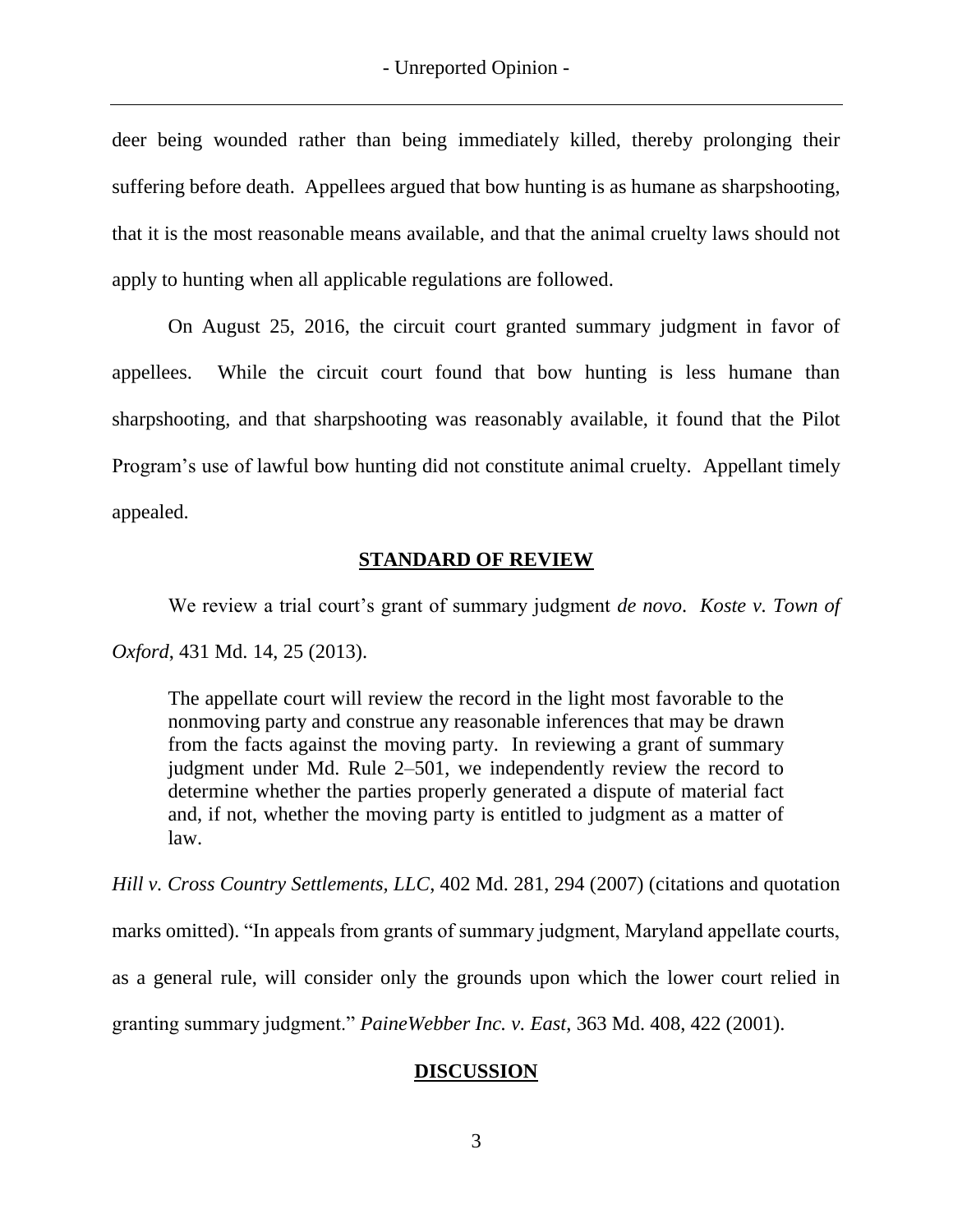deer being wounded rather than being immediately killed, thereby prolonging their suffering before death. Appellees argued that bow hunting is as humane as sharpshooting, that it is the most reasonable means available, and that the animal cruelty laws should not apply to hunting when all applicable regulations are followed.

On August 25, 2016, the circuit court granted summary judgment in favor of appellees. While the circuit court found that bow hunting is less humane than sharpshooting, and that sharpshooting was reasonably available, it found that the Pilot Program's use of lawful bow hunting did not constitute animal cruelty. Appellant timely appealed.

## STANDARD OF REVIEW

We review a trial court's grant of summary judgment *de novo*. *Koste v. Town of Oxford*, 431 Md. 14, 25 (2013).

> The appellate court will review the record in the light most favorable to the nonmoving party and construe any reasonable inferences that may be drawn from the facts against the moving party. In reviewing a grant of summary judgment under Md. Rule 2–501, we independently review the record to determine whether the parties properly generated a dispute of material fact and, if not, whether the moving party is entitled to judgment as a matter of law.

*Hill v. Cross Country Settlements, LLC*, 402 Md. 281, 294 (2007) (citations and quotation marks omitted). "In appeals from grants of summary judgment, Maryland appellate courts, as a general rule, will consider only the grounds upon which the lower court relied in granting summary judgment." *PaineWebber Inc. v. East*, 363 Md. 408, 422 (2001).

## DISCUSSION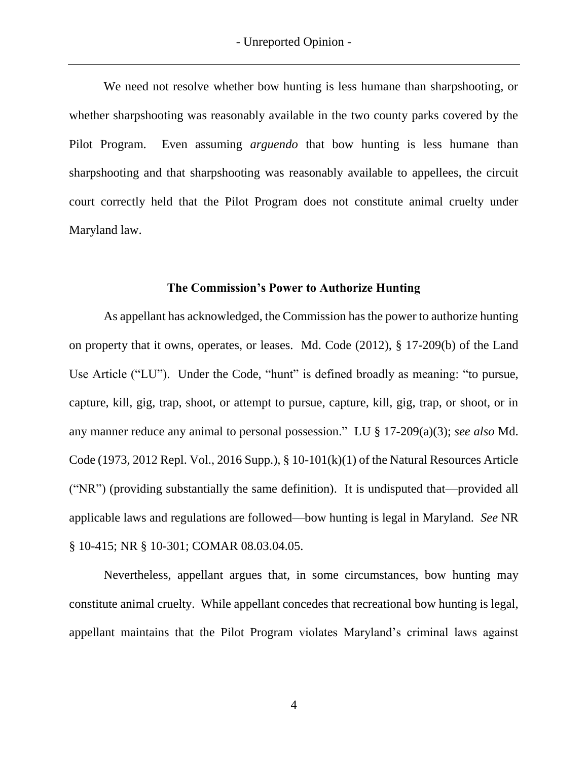We need not resolve whether bow hunting is less humane than sharpshooting, or whether sharpshooting was reasonably available in the two county parks covered by the Pilot Program. Even assuming *arguendo* that bow hunting is less humane than sharpshooting and that sharpshooting was reasonably available to appellees, the circuit court correctly held that the Pilot Program does not constitute animal cruelty under Maryland law.

### The Commission's Power to Authorize Hunting

As appellant has acknowledged, the Commission has the power to authorize hunting on property that it owns, operates, or leases. Md. Code (2012), § 17-209(b) of the Land Use Article ("LU"). Under the Code, "hunt" is defined broadly as meaning: "to pursue, capture, kill, gig, trap, shoot, or attempt to pursue, capture, kill, gig, trap, or shoot, or in any manner reduce any animal to personal possession." LU § 17-209(a)(3); *see also* Md. Code (1973, 2012 Repl. Vol., 2016 Supp.), § 10-101(k)(1) of the Natural Resources Article ("NR") (providing substantially the same definition). It is undisputed that—provided all applicable laws and regulations are followed—bow hunting is legal in Maryland. *See* NR § 10-415; NR § 10-301; COMAR 08.03.04.05.

Nevertheless, appellant argues that, in some circumstances, bow hunting may constitute animal cruelty. While appellant concedes that recreational bow hunting is legal, appellant maintains that the Pilot Program violates Maryland's criminal laws against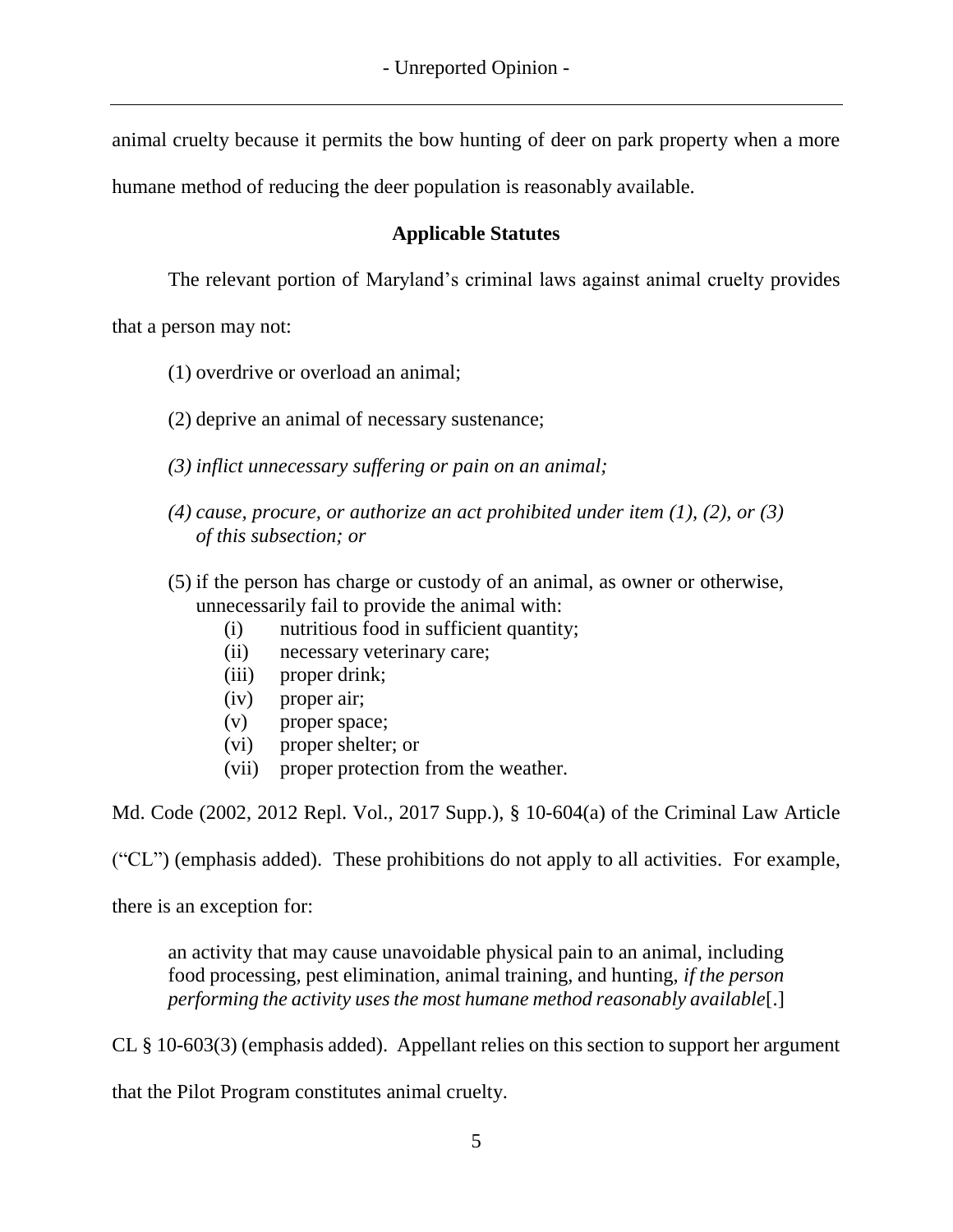animal cruelty because it permits the bow hunting of deer on park property when a more humane method of reducing the deer population is reasonably available.

**Applicable Statutes**

The relevant portion of Maryland's criminal laws against animal cruelty provides that a person may not:

> (1) overdrive or overload an animal;
>
> (2) deprive an animal of necessary sustenance;
>
> *(3) inflict unnecessary suffering or pain on an animal;*
>
> *(4) cause, procure, or authorize an act prohibited under item (1), (2), or (3) of this subsection; or*
>
> (5) if the person has charge or custody of an animal, as owner or otherwise, unnecessarily fail to provide the animal with:
>
> (i) nutritious food in sufficient quantity;
> (ii) necessary veterinary care;
> (iii) proper drink;
> (iv) proper air;
> (v) proper space;
> (vi) proper shelter; or
> (vii) proper protection from the weather.

Md. Code (2002, 2012 Repl. Vol., 2017 Supp.), § 10-604(a) of the Criminal Law Article ("CL") (emphasis added). These prohibitions do not apply to all activities. For example, there is an exception for:

> an activity that may cause unavoidable physical pain to an animal, including food processing, pest elimination, animal training, and hunting, *if the person performing the activity uses the most humane method reasonably available*[.]

CL § 10-603(3) (emphasis added). Appellant relies on this section to support her argument that the Pilot Program constitutes animal cruelty.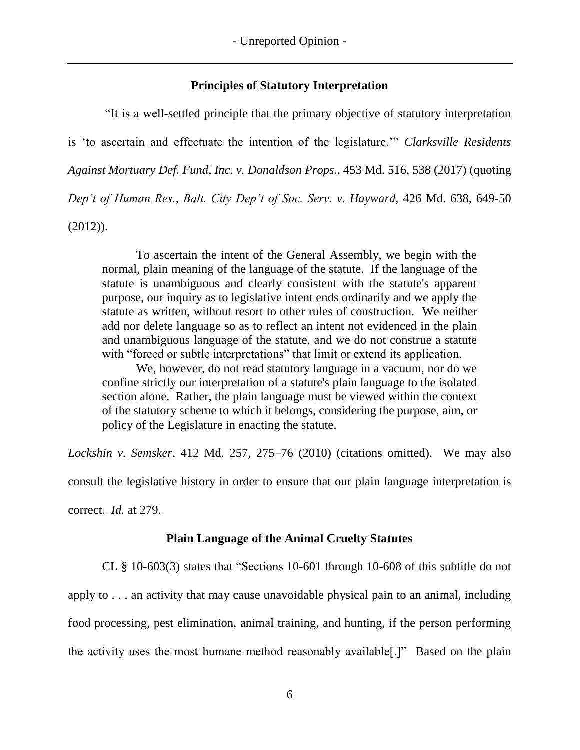## Principles of Statutory Interpretation

"It is a well-settled principle that the primary objective of statutory interpretation is 'to ascertain and effectuate the intention of the legislature.'" *Clarksville Residents Against Mortuary Def. Fund, Inc. v. Donaldson Props.*, 453 Md. 516, 538 (2017) (quoting *Dep't of Human Res., Balt. City Dep't of Soc. Serv. v. Hayward*, 426 Md. 638, 649-50 (2012)).

> To ascertain the intent of the General Assembly, we begin with the normal, plain meaning of the language of the statute. If the language of the statute is unambiguous and clearly consistent with the statute's apparent purpose, our inquiry as to legislative intent ends ordinarily and we apply the statute as written, without resort to other rules of construction. We neither add nor delete language so as to reflect an intent not evidenced in the plain and unambiguous language of the statute, and we do not construe a statute with "forced or subtle interpretations" that limit or extend its application.
>
> We, however, do not read statutory language in a vacuum, nor do we confine strictly our interpretation of a statute's plain language to the isolated section alone. Rather, the plain language must be viewed within the context of the statutory scheme to which it belongs, considering the purpose, aim, or policy of the Legislature in enacting the statute.

*Lockshin v. Semsker*, 412 Md. 257, 275–76 (2010) (citations omitted). We may also consult the legislative history in order to ensure that our plain language interpretation is correct. *Id.* at 279.

## Plain Language of the Animal Cruelty Statutes

CL § 10-603(3) states that "Sections 10-601 through 10-608 of this subtitle do not apply to . . . an activity that may cause unavoidable physical pain to an animal, including food processing, pest elimination, animal training, and hunting, if the person performing the activity uses the most humane method reasonably available[.]" Based on the plain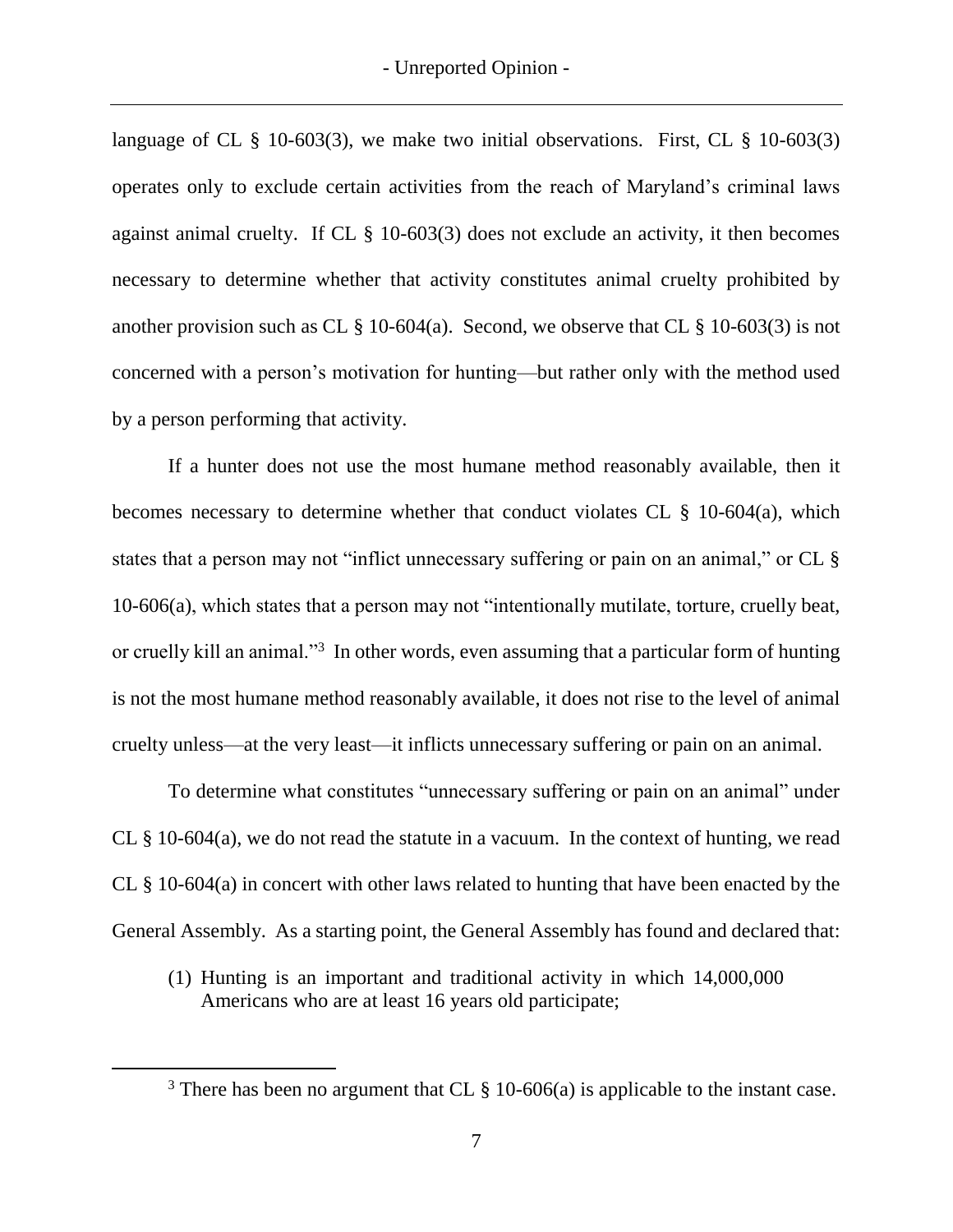language of CL § 10-603(3), we make two initial observations. First, CL § 10-603(3) operates only to exclude certain activities from the reach of Maryland's criminal laws against animal cruelty. If CL § 10-603(3) does not exclude an activity, it then becomes necessary to determine whether that activity constitutes animal cruelty prohibited by another provision such as CL § 10-604(a). Second, we observe that CL § 10-603(3) is not concerned with a person's motivation for hunting—but rather only with the method used by a person performing that activity.

If a hunter does not use the most humane method reasonably available, then it becomes necessary to determine whether that conduct violates CL § 10-604(a), which states that a person may not "inflict unnecessary suffering or pain on an animal," or CL § 10-606(a), which states that a person may not "intentionally mutilate, torture, cruelly beat, or cruelly kill an animal."[3] In other words, even assuming that a particular form of hunting is not the most humane method reasonably available, it does not rise to the level of animal cruelty unless—at the very least—it inflicts unnecessary suffering or pain on an animal.

To determine what constitutes "unnecessary suffering or pain on an animal" under CL § 10-604(a), we do not read the statute in a vacuum. In the context of hunting, we read CL § 10-604(a) in concert with other laws related to hunting that have been enacted by the General Assembly. As a starting point, the General Assembly has found and declared that:

> (1) Hunting is an important and traditional activity in which 14,000,000 Americans who are at least 16 years old participate;

[3] There has been no argument that CL § 10-606(a) is applicable to the instant case.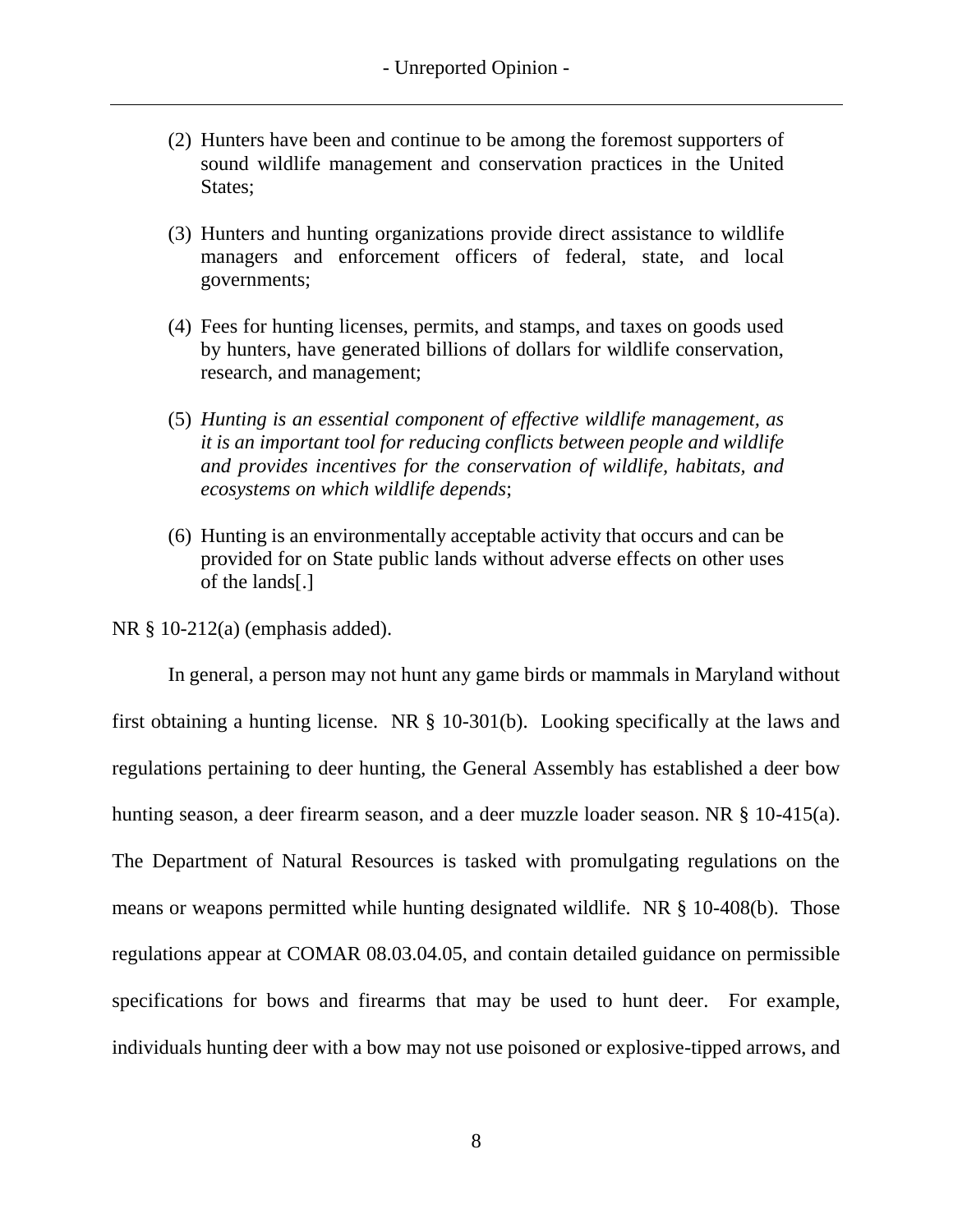(2) Hunters have been and continue to be among the foremost supporters of sound wildlife management and conservation practices in the United States;

(3) Hunters and hunting organizations provide direct assistance to wildlife managers and enforcement officers of federal, state, and local governments;

(4) Fees for hunting licenses, permits, and stamps, and taxes on goods used by hunters, have generated billions of dollars for wildlife conservation, research, and management;

(5) *Hunting is an essential component of effective wildlife management, as it is an important tool for reducing conflicts between people and wildlife and provides incentives for the conservation of wildlife, habitats, and ecosystems on which wildlife depends*;

(6) Hunting is an environmentally acceptable activity that occurs and can be provided for on State public lands without adverse effects on other uses of the lands[.]

NR § 10-212(a) (emphasis added).

In general, a person may not hunt any game birds or mammals in Maryland without first obtaining a hunting license. NR § 10-301(b). Looking specifically at the laws and regulations pertaining to deer hunting, the General Assembly has established a deer bow hunting season, a deer firearm season, and a deer muzzle loader season. NR § 10-415(a). The Department of Natural Resources is tasked with promulgating regulations on the means or weapons permitted while hunting designated wildlife. NR § 10-408(b). Those regulations appear at COMAR 08.03.04.05, and contain detailed guidance on permissible specifications for bows and firearms that may be used to hunt deer. For example, individuals hunting deer with a bow may not use poisoned or explosive-tipped arrows, and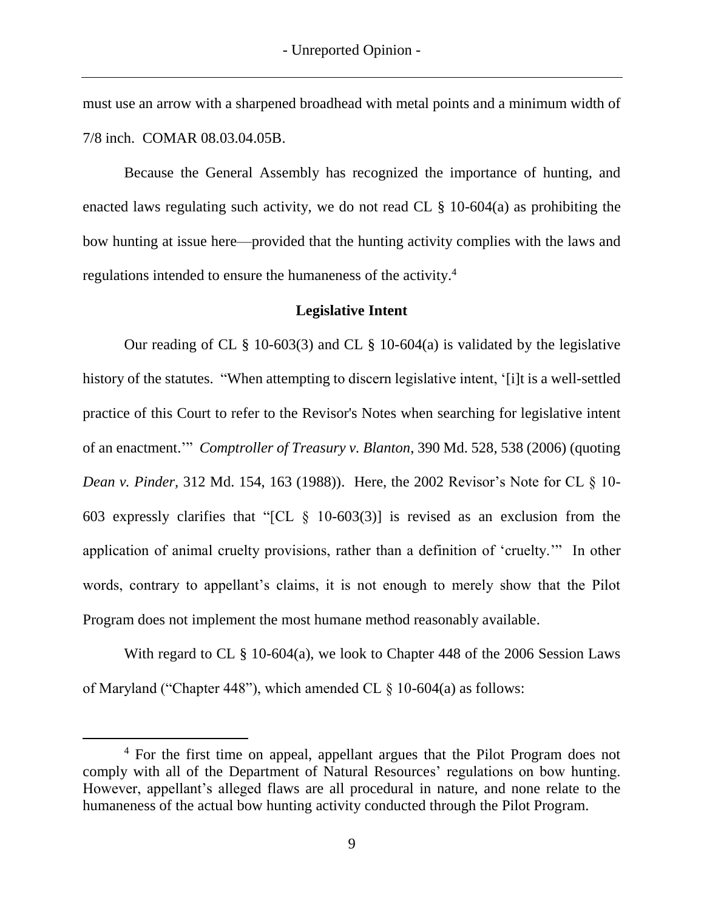must use an arrow with a sharpened broadhead with metal points and a minimum width of 7/8 inch. COMAR 08.03.04.05B.

Because the General Assembly has recognized the importance of hunting, and enacted laws regulating such activity, we do not read CL § 10-604(a) as prohibiting the bow hunting at issue here—provided that the hunting activity complies with the laws and regulations intended to ensure the humaneness of the activity.[4]

**Legislative Intent**

Our reading of CL § 10-603(3) and CL § 10-604(a) is validated by the legislative history of the statutes. "When attempting to discern legislative intent, '[i]t is a well-settled practice of this Court to refer to the Revisor's Notes when searching for legislative intent of an enactment.'" *Comptroller of Treasury v. Blanton*, 390 Md. 528, 538 (2006) (quoting *Dean v. Pinder*, 312 Md. 154, 163 (1988)). Here, the 2002 Revisor's Note for CL § 10-603 expressly clarifies that "[CL § 10-603(3)] is revised as an exclusion from the application of animal cruelty provisions, rather than a definition of 'cruelty.'" In other words, contrary to appellant's claims, it is not enough to merely show that the Pilot Program does not implement the most humane method reasonably available.

With regard to CL § 10-604(a), we look to Chapter 448 of the 2006 Session Laws of Maryland ("Chapter 448"), which amended CL § 10-604(a) as follows:

---

[4] For the first time on appeal, appellant argues that the Pilot Program does not comply with all of the Department of Natural Resources' regulations on bow hunting. However, appellant's alleged flaws are all procedural in nature, and none relate to the humaneness of the actual bow hunting activity conducted through the Pilot Program.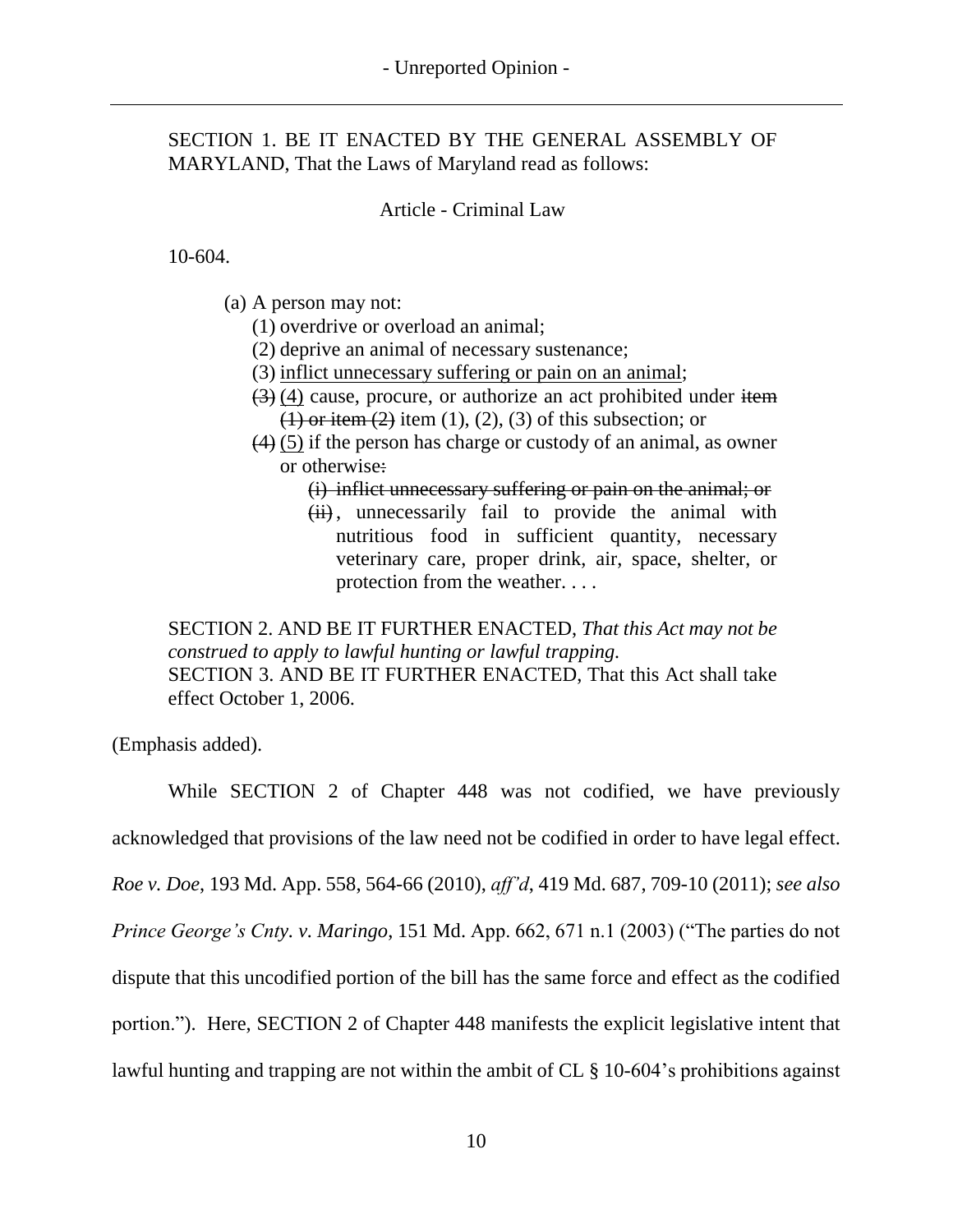SECTION 1. BE IT ENACTED BY THE GENERAL ASSEMBLY OF MARYLAND, That the Laws of Maryland read as follows:

Article - Criminal Law

10-604.

(a) A person may not:

(1) overdrive or overload an animal;

(2) deprive an animal of necessary sustenance;

(3) <u>inflict unnecessary suffering or pain on an animal</u>;

~~(3)~~ <u>(4)</u> cause, procure, or authorize an act prohibited under ~~item (1) or item (2)~~ item (1), (2), (3) of this subsection; or

~~(4)~~ <u>(5)</u> if the person has charge or custody of an animal, as owner or otherwise~~:~~

~~(i) inflict unnecessary suffering or pain on the animal; or~~

~~(ii)~~, unnecessarily fail to provide the animal with nutritious food in sufficient quantity, necessary veterinary care, proper drink, air, space, shelter, or protection from the weather. . . .

SECTION 2. AND BE IT FURTHER ENACTED, *That this Act may not be construed to apply to lawful hunting or lawful trapping.*
SECTION 3. AND BE IT FURTHER ENACTED, That this Act shall take effect October 1, 2006.

(Emphasis added).

While SECTION 2 of Chapter 448 was not codified, we have previously acknowledged that provisions of the law need not be codified in order to have legal effect. *Roe v. Doe*, 193 Md. App. 558, 564-66 (2010), *aff'd*, 419 Md. 687, 709-10 (2011); *see also Prince George's Cnty. v. Maringo*, 151 Md. App. 662, 671 n.1 (2003) ("The parties do not dispute that this uncodified portion of the bill has the same force and effect as the codified portion."). Here, SECTION 2 of Chapter 448 manifests the explicit legislative intent that lawful hunting and trapping are not within the ambit of CL § 10-604's prohibitions against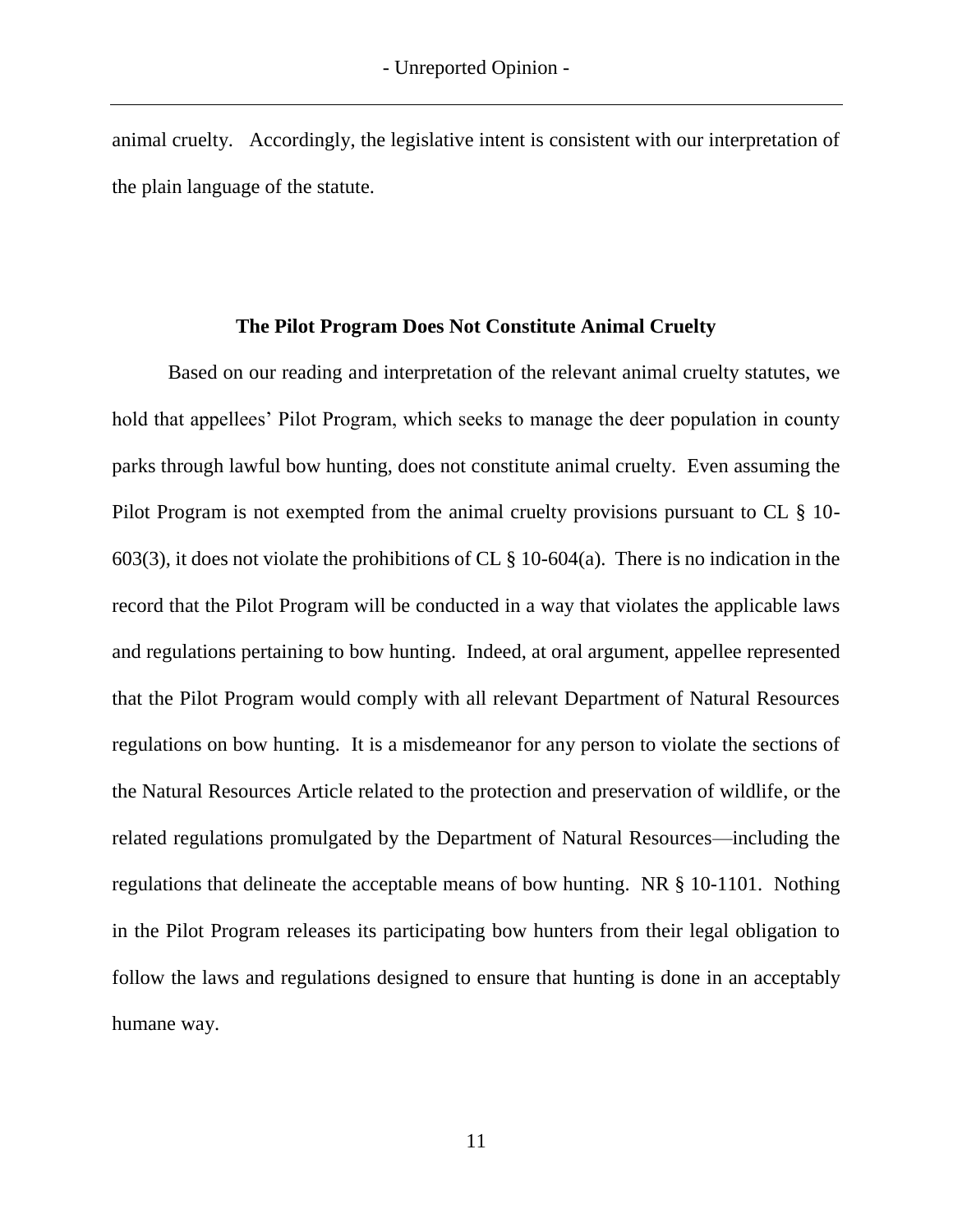animal cruelty. Accordingly, the legislative intent is consistent with our interpretation of the plain language of the statute.

**The Pilot Program Does Not Constitute Animal Cruelty**

Based on our reading and interpretation of the relevant animal cruelty statutes, we hold that appellees' Pilot Program, which seeks to manage the deer population in county parks through lawful bow hunting, does not constitute animal cruelty. Even assuming the Pilot Program is not exempted from the animal cruelty provisions pursuant to CL § 10-603(3), it does not violate the prohibitions of CL § 10-604(a). There is no indication in the record that the Pilot Program will be conducted in a way that violates the applicable laws and regulations pertaining to bow hunting. Indeed, at oral argument, appellee represented that the Pilot Program would comply with all relevant Department of Natural Resources regulations on bow hunting. It is a misdemeanor for any person to violate the sections of the Natural Resources Article related to the protection and preservation of wildlife, or the related regulations promulgated by the Department of Natural Resources—including the regulations that delineate the acceptable means of bow hunting. NR § 10-1101. Nothing in the Pilot Program releases its participating bow hunters from their legal obligation to follow the laws and regulations designed to ensure that hunting is done in an acceptably humane way.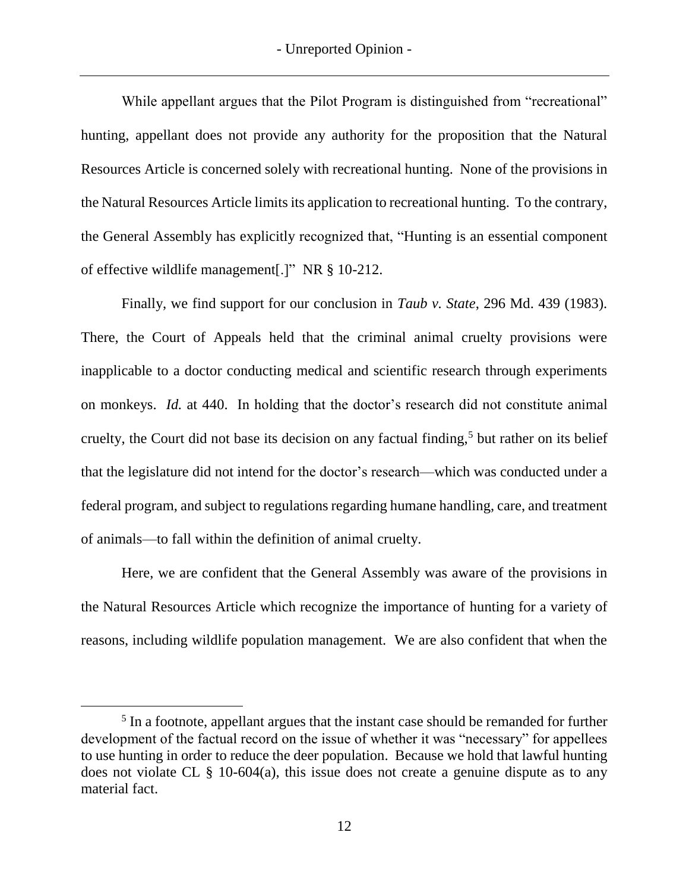While appellant argues that the Pilot Program is distinguished from "recreational" hunting, appellant does not provide any authority for the proposition that the Natural Resources Article is concerned solely with recreational hunting. None of the provisions in the Natural Resources Article limits its application to recreational hunting. To the contrary, the General Assembly has explicitly recognized that, "Hunting is an essential component of effective wildlife management[.]" NR § 10-212.

Finally, we find support for our conclusion in *Taub v. State*, 296 Md. 439 (1983). There, the Court of Appeals held that the criminal animal cruelty provisions were inapplicable to a doctor conducting medical and scientific research through experiments on monkeys. *Id.* at 440. In holding that the doctor's research did not constitute animal cruelty, the Court did not base its decision on any factual finding,[5] but rather on its belief that the legislature did not intend for the doctor's research—which was conducted under a federal program, and subject to regulations regarding humane handling, care, and treatment of animals—to fall within the definition of animal cruelty.

Here, we are confident that the General Assembly was aware of the provisions in the Natural Resources Article which recognize the importance of hunting for a variety of reasons, including wildlife population management. We are also confident that when the

---

[5] In a footnote, appellant argues that the instant case should be remanded for further development of the factual record on the issue of whether it was "necessary" for appellees to use hunting in order to reduce the deer population. Because we hold that lawful hunting does not violate CL § 10-604(a), this issue does not create a genuine dispute as to any material fact.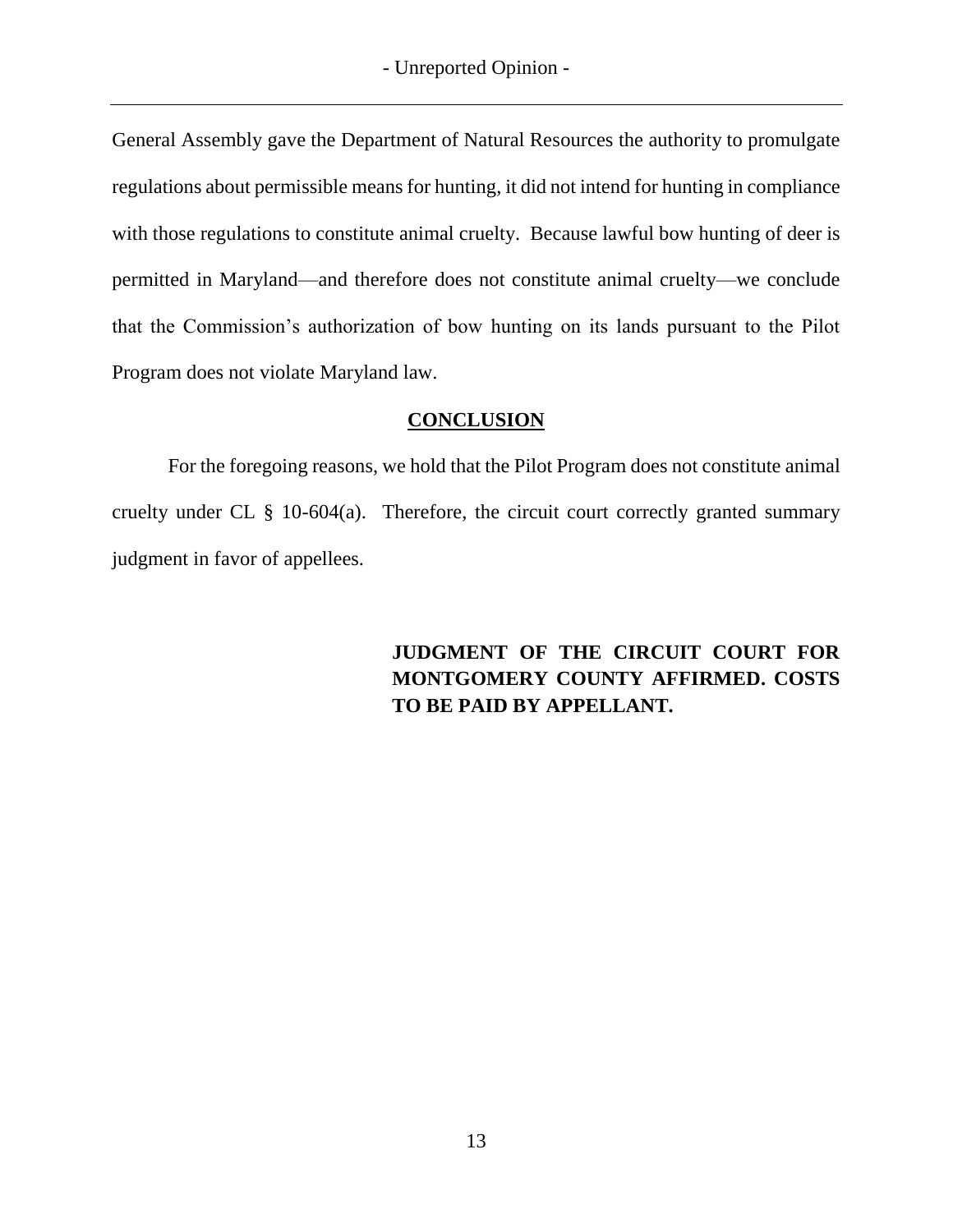General Assembly gave the Department of Natural Resources the authority to promulgate regulations about permissible means for hunting, it did not intend for hunting in compliance with those regulations to constitute animal cruelty. Because lawful bow hunting of deer is permitted in Maryland—and therefore does not constitute animal cruelty—we conclude that the Commission's authorization of bow hunting on its lands pursuant to the Pilot Program does not violate Maryland law.

## CONCLUSION

For the foregoing reasons, we hold that the Pilot Program does not constitute animal cruelty under CL § 10-604(a). Therefore, the circuit court correctly granted summary judgment in favor of appellees.

**JUDGMENT OF THE CIRCUIT COURT FOR MONTGOMERY COUNTY AFFIRMED. COSTS TO BE PAID BY APPELLANT.**